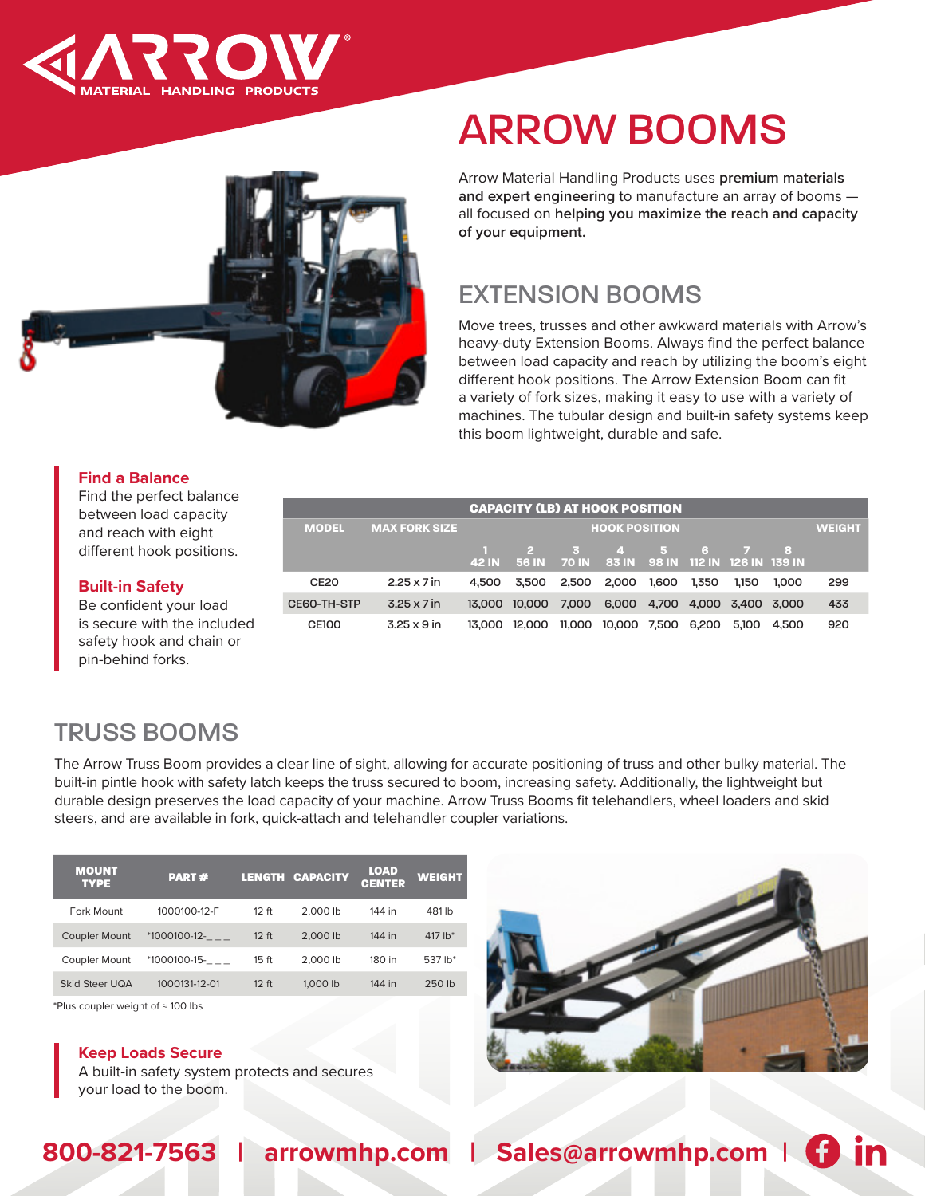# ARROW BOOMS

Arrow Material Handling Products uses **premium materials and expert engineering** to manufacture an array of booms — all focused on **helping you maximize the reach and capacity of your equipment.**

## EXTENSION BOOMS

Move trees, trusses and other awkward materials with Arrow's heavy-duty Extension Booms. Always find the perfect balance between load capacity and reach by utilizing the boom's eight different hook positions. The Arrow Extension Boom can fit a variety of fork sizes, making it easy to use with a variety of machines. The tubular design and built-in safety systems keep this boom lightweight, durable and safe.

### Find a Balance

Find the perfect balance between load capacity and reach with eight different hook positions.

### Built-in Safety

Be confident your load is secure with the included safety hook and chain or pin-behind forks.

**CAPACITY (LB) AT HOOK POSITION**

| MODEL | MAX FORK SIZE | HOOK POSITION | | | | | | | | WEIGHT |
|---|---|---|---|---|---|---|---|---|---|---|
| | | 1 42 IN | 2 56 IN | 3 70 IN | 4 83 IN | 5 98 IN | 6 112 IN | 7 126 IN | 8 139 IN | |
| CE20 | 2.25 x 7 in | 4,500 | 3,500 | 2,500 | 2,000 | 1,600 | 1,350 | 1,150 | 1,000 | 299 |
| CE60-TH-STP | 3.25 x 7 in | 13,000 | 10,000 | 7,000 | 6,000 | 4,700 | 4,000 | 3,400 | 3,000 | 433 |
| CE100 | 3.25 x 9 in | 13,000 | 12,000 | 11,000 | 10,000 | 7,500 | 6,200 | 5,100 | 4,500 | 920 |

## TRUSS BOOMS

The Arrow Truss Boom provides a clear line of sight, allowing for accurate positioning of truss and other bulky material. The built-in pintle hook with safety latch keeps the truss secured to boom, increasing safety. Additionally, the lightweight but durable design preserves the load capacity of your machine. Arrow Truss Booms fit telehandlers, wheel loaders and skid steers, and are available in fork, quick-attach and telehandler coupler variations.

| MOUNT TYPE | PART # | LENGTH | CAPACITY | LOAD CENTER | WEIGHT |
|---|---|---|---|---|---|
| Fork Mount | 1000100-12-F | 12 ft | 2,000 lb | 144 in | 481 lb |
| Coupler Mount | *1000100-12-_ _ _ | 12 ft | 2,000 lb | 144 in | 417 lb* |
| Coupler Mount | *1000100-15-_ _ _ | 15 ft | 2,000 lb | 180 in | 537 lb* |
| Skid Steer UQA | 1000131-12-01 | 12 ft | 1,000 lb | 144 in | 250 lb |

*Plus coupler weight of ≈ 100 lbs

### Keep Loads Secure

A built-in safety system protects and secures your load to the boom.

**800-821-7563 | arrowmhp.com | Sales@arrowmhp.com**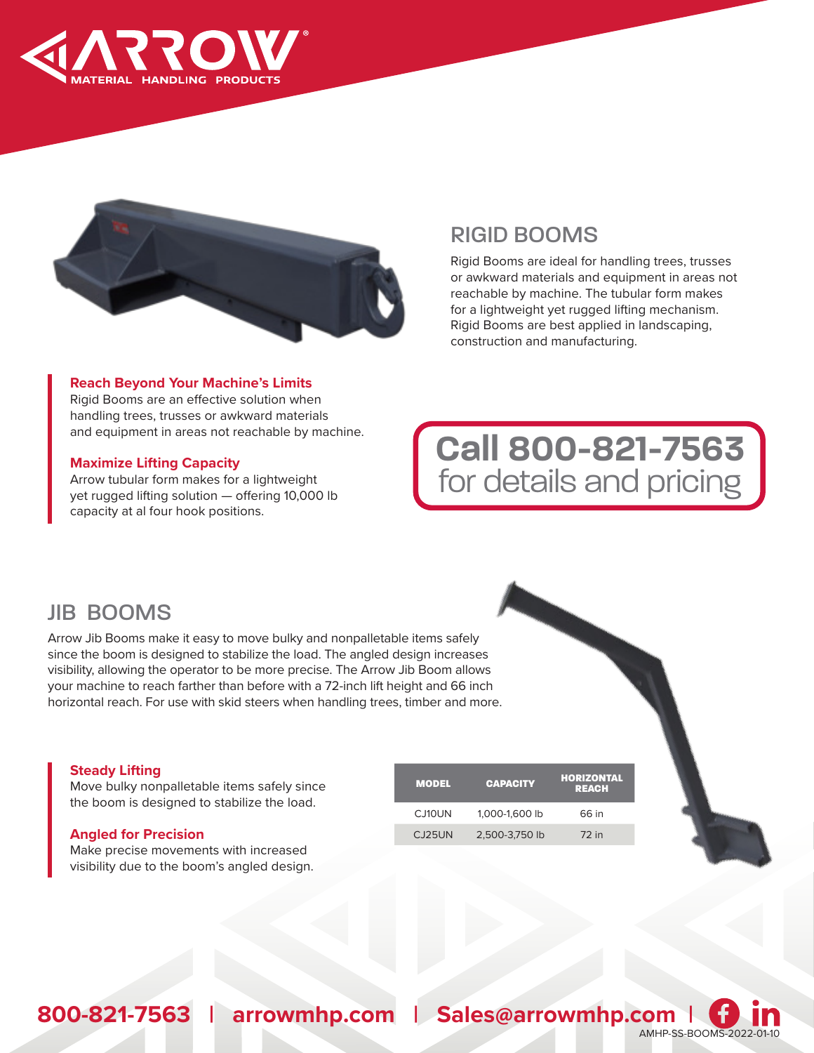ARROW MATERIAL HANDLING PRODUCTS

## RIGID BOOMS

Rigid Booms are ideal for handling trees, trusses or awkward materials and equipment in areas not reachable by machine. The tubular form makes for a lightweight yet rugged lifting mechanism. Rigid Booms are best applied in landscaping, construction and manufacturing.

**Reach Beyond Your Machine's Limits**
Rigid Booms are an effective solution when handling trees, trusses or awkward materials and equipment in areas not reachable by machine.

**Maximize Lifting Capacity**
Arrow tubular form makes for a lightweight yet rugged lifting solution — offering 10,000 lb capacity at al four hook positions.

**Call 800-821-7563**
for details and pricing

## JIB BOOMS

Arrow Jib Booms make it easy to move bulky and nonpalletable items safely since the boom is designed to stabilize the load. The angled design increases visibility, allowing the operator to be more precise. The Arrow Jib Boom allows your machine to reach farther than before with a 72-inch lift height and 66 inch horizontal reach. For use with skid steers when handling trees, timber and more.

**Steady Lifting**
Move bulky nonpalletable items safely since the boom is designed to stabilize the load.

**Angled for Precision**
Make precise movements with increased visibility due to the boom's angled design.

| MODEL | CAPACITY | HORIZONTAL REACH |
|---|---|---|
| CJ10UN | 1,000-1,600 lb | 66 in |
| CJ25UN | 2,500-3,750 lb | 72 in |

800-821-7563 | arrowmhp.com | Sales@arrowmhp.com

AMHP-SS-BOOMS-2022-01-10